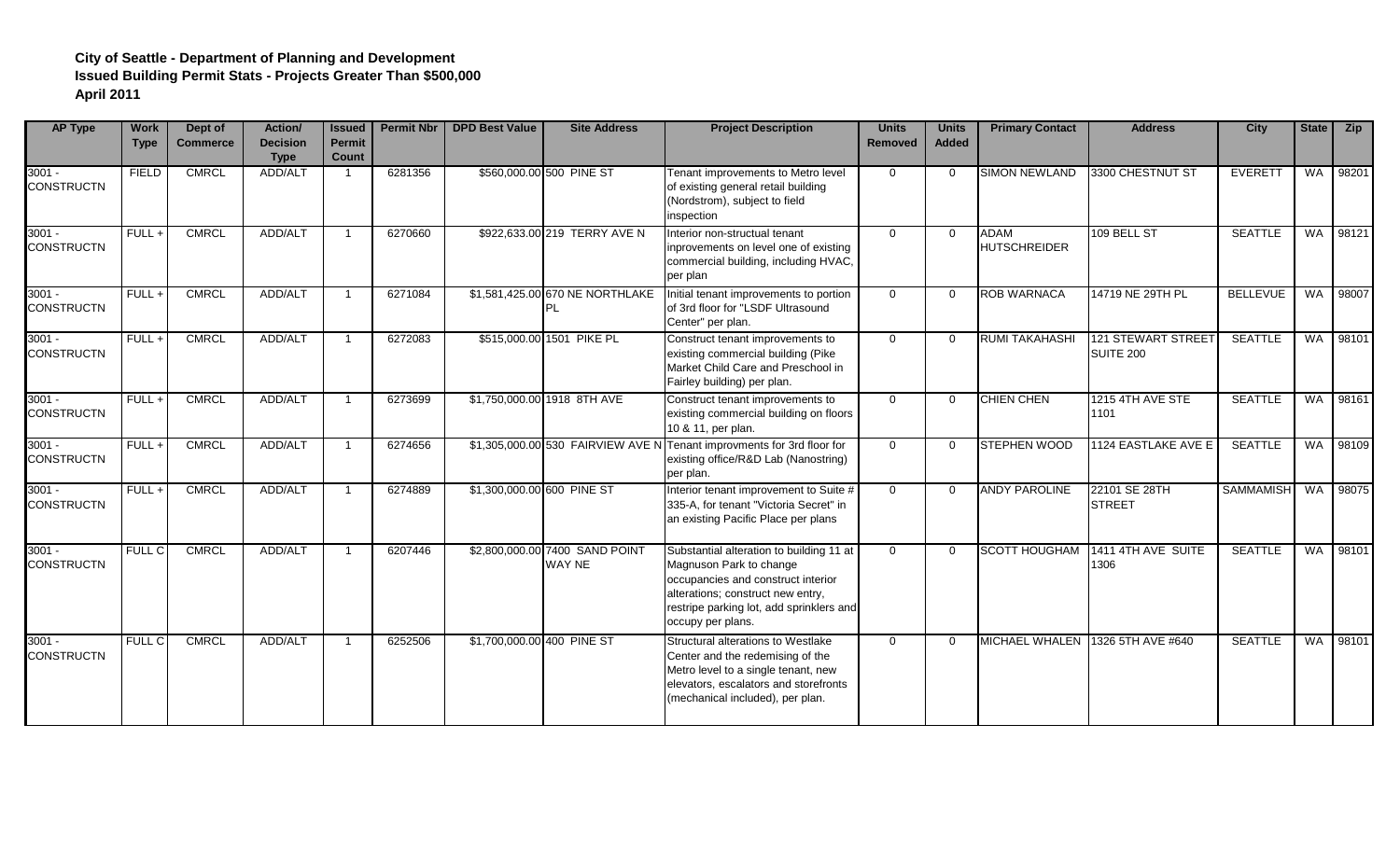**City of Seattle - Department of Planning and Development**
**Issued Building Permit Stats - Projects Greater Than $500,000**
**April 2011**

| AP Type | Work Type | Dept of Commerce | Action/ Decision Type | Issued Permit Count | Permit Nbr | DPD Best Value | Site Address | Project Description | Units Removed | Units Added | Primary Contact | Address | City | State | Zip |
|---|---|---|---|---|---|---|---|---|---|---|---|---|---|---|---|
| 3001 - CONSTRUCTN | FIELD | CMRCL | ADD/ALT | 1 | 6281356 | $560,000.00 | 500 PINE ST | Tenant improvements to Metro level of existing general retail building (Nordstrom), subject to field inspection | 0 | 0 | SIMON NEWLAND | 3300 CHESTNUT ST | EVERETT | WA | 98201 |
| 3001 - CONSTRUCTN | FULL + | CMRCL | ADD/ALT | 1 | 6270660 | $922,633.00 | 219 TERRY AVE N | Interior non-structual tenant inprovements on level one of existing commercial building, including HVAC, per plan | 0 | 0 | ADAM HUTSCHREIDER | 109 BELL ST | SEATTLE | WA | 98121 |
| 3001 - CONSTRUCTN | FULL + | CMRCL | ADD/ALT | 1 | 6271084 | $1,581,425.00 | 670 NE NORTHLAKE PL | Initial tenant improvements to portion of 3rd floor for "LSDF Ultrasound Center" per plan. | 0 | 0 | ROB WARNACA | 14719 NE 29TH PL | BELLEVUE | WA | 98007 |
| 3001 - CONSTRUCTN | FULL + | CMRCL | ADD/ALT | 1 | 6272083 | $515,000.00 | 1501 PIKE PL | Construct tenant improvements to existing commercial building (Pike Market Child Care and Preschool in Fairley building) per plan. | 0 | 0 | RUMI TAKAHASHI | 121 STEWART STREET SUITE 200 | SEATTLE | WA | 98101 |
| 3001 - CONSTRUCTN | FULL + | CMRCL | ADD/ALT | 1 | 6273699 | $1,750,000.00 | 1918 8TH AVE | Construct tenant improvements to existing commercial building on floors 10 & 11, per plan. | 0 | 0 | CHIEN CHEN | 1215 4TH AVE STE 1101 | SEATTLE | WA | 98161 |
| 3001 - CONSTRUCTN | FULL + | CMRCL | ADD/ALT | 1 | 6274656 | $1,305,000.00 | 530 FAIRVIEW AVE N | Tenant improvments for 3rd floor for existing office/R&D Lab (Nanostring) per plan. | 0 | 0 | STEPHEN WOOD | 1124 EASTLAKE AVE E | SEATTLE | WA | 98109 |
| 3001 - CONSTRUCTN | FULL + | CMRCL | ADD/ALT | 1 | 6274889 | $1,300,000.00 | 600 PINE ST | Interior tenant improvement to Suite # 335-A, for tenant "Victoria Secret" in an existing Pacific Place per plans | 0 | 0 | ANDY PAROLINE | 22101 SE 28TH STREET | SAMMAMISH | WA | 98075 |
| 3001 - CONSTRUCTN | FULL C | CMRCL | ADD/ALT | 1 | 6207446 | $2,800,000.00 | 7400 SAND POINT WAY NE | Substantial alteration to building 11 at Magnuson Park to change occupancies and construct interior alterations; construct new entry, restripe parking lot, add sprinklers and occupy per plans. | 0 | 0 | SCOTT HOUGHAM | 1411 4TH AVE SUITE 1306 | SEATTLE | WA | 98101 |
| 3001 - CONSTRUCTN | FULL C | CMRCL | ADD/ALT | 1 | 6252506 | $1,700,000.00 | 400 PINE ST | Structural alterations to Westlake Center and the redemising of the Metro level to a single tenant, new elevators, escalators and storefronts (mechanical included), per plan. | 0 | 0 | MICHAEL WHALEN | 1326 5TH AVE #640 | SEATTLE | WA | 98101 |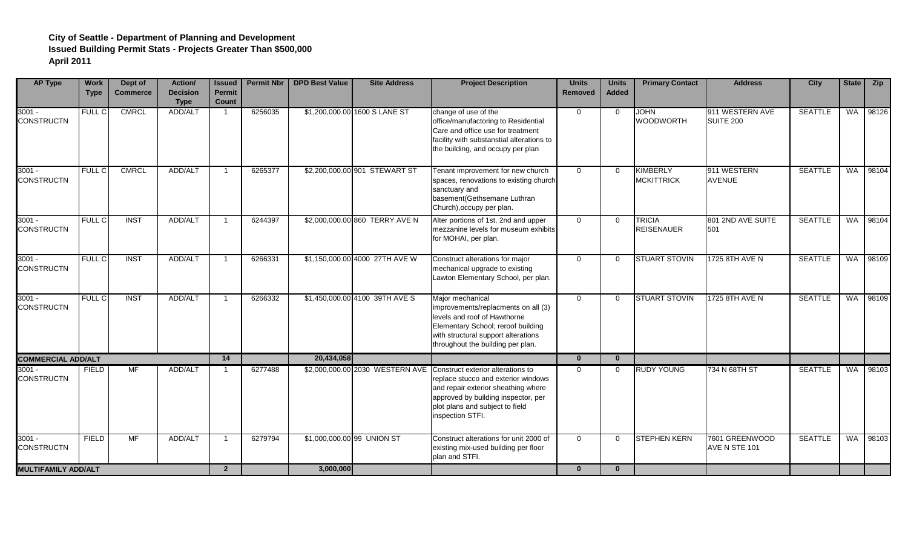**City of Seattle - Department of Planning and Development**
**Issued Building Permit Stats - Projects Greater Than $500,000**
**April 2011**

| AP Type | Work Type | Dept of Commerce | Action/ Decision Type | Issued Permit Count | Permit Nbr | DPD Best Value | Site Address | Project Description | Units Removed | Units Added | Primary Contact | Address | City | State | Zip |
|---|---|---|---|---|---|---|---|---|---|---|---|---|---|---|---|
| 3001 - CONSTRUCTN | FULL C | CMRCL | ADD/ALT | 1 | 6256035 | $1,200,000.00 | 1600 S LANE ST | change of use of the office/manufactoring to Residential Care and office use for treatment facility with substanstial alterations to the building, and occupy per plan | 0 | 0 | JOHN WOODWORTH | 911 WESTERN AVE SUITE 200 | SEATTLE | WA | 98126 |
| 3001 - CONSTRUCTN | FULL C | CMRCL | ADD/ALT | 1 | 6265377 | $2,200,000.00 | 901 STEWART ST | Tenant improvement for new church spaces, renovations to existing church sanctuary and basement(Gethsemane Luthran Church),occupy per plan. | 0 | 0 | KIMBERLY MCKITTRICK | 911 WESTERN AVENUE | SEATTLE | WA | 98104 |
| 3001 - CONSTRUCTN | FULL C | INST | ADD/ALT | 1 | 6244397 | $2,000,000.00 | 860 TERRY AVE N | Alter portions of 1st, 2nd and upper mezzanine levels for museum exhibits for MOHAI, per plan. | 0 | 0 | TRICIA REISENAUER | 801 2ND AVE SUITE 501 | SEATTLE | WA | 98104 |
| 3001 - CONSTRUCTN | FULL C | INST | ADD/ALT | 1 | 6266331 | $1,150,000.00 | 4000 27TH AVE W | Construct alterations for major mechanical upgrade to existing Lawton Elementary School, per plan. | 0 | 0 | STUART STOVIN | 1725 8TH AVE N | SEATTLE | WA | 98109 |
| 3001 - CONSTRUCTN | FULL C | INST | ADD/ALT | 1 | 6266332 | $1,450,000.00 | 4100 39TH AVE S | Major mechanical improvements/replacments on all (3) levels and roof of Hawthorne Elementary School; reroof building with structural support alterations throughout the building per plan. | 0 | 0 | STUART STOVIN | 1725 8TH AVE N | SEATTLE | WA | 98109 |
| **COMMERCIAL ADD/ALT** | | | | **14** | | **20,434,058** | | | **0** | **0** | | | | | |
| 3001 - CONSTRUCTN | FIELD | MF | ADD/ALT | 1 | 6277488 | $2,000,000.00 | 2030 WESTERN AVE | Construct exterior alterations to replace stucco and exterior windows and repair exterior sheathing where approved by building inspector, per plot plans and subject to field inspection STFI. | 0 | 0 | RUDY YOUNG | 734 N 68TH ST | SEATTLE | WA | 98103 |
| 3001 - CONSTRUCTN | FIELD | MF | ADD/ALT | 1 | 6279794 | $1,000,000.00 | 99 UNION ST | Construct alterations for unit 2000 of existing mix-used building per floor plan and STFI. | 0 | 0 | STEPHEN KERN | 7601 GREENWOOD AVE N STE 101 | SEATTLE | WA | 98103 |
| **MULTIFAMILY ADD/ALT** | | | | **2** | | **3,000,000** | | | **0** | **0** | | | | | |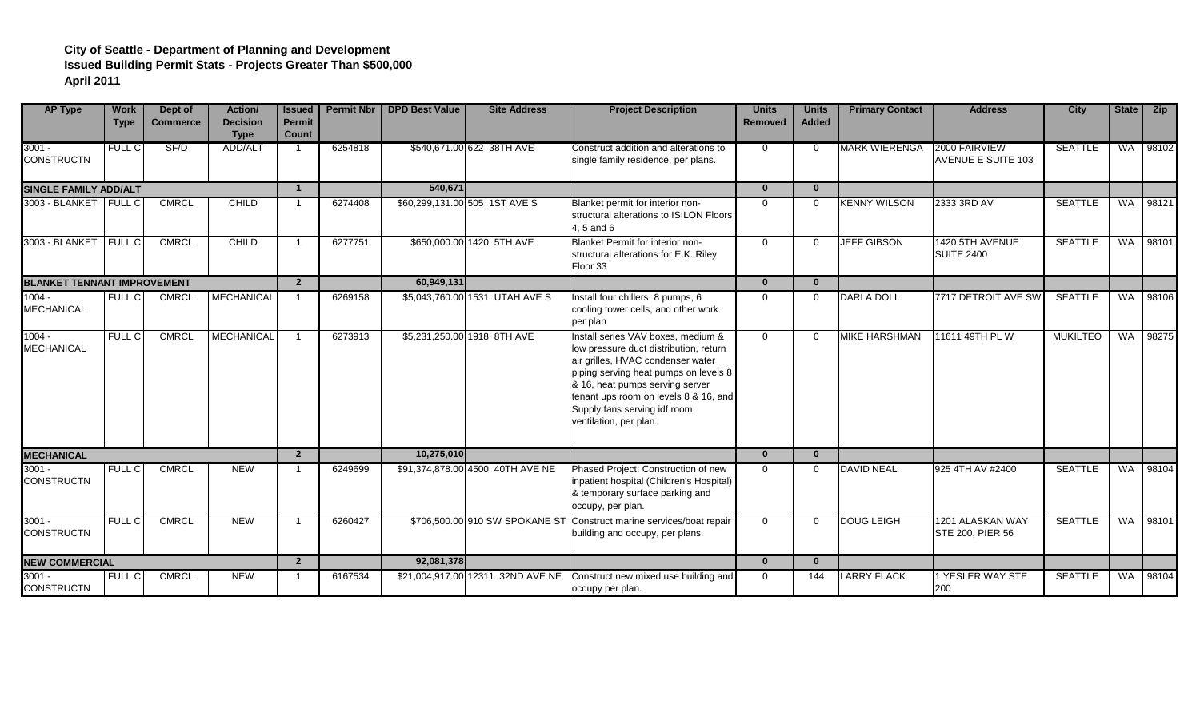**City of Seattle - Department of Planning and Development**
**Issued Building Permit Stats - Projects Greater Than $500,000**
**April 2011**

| AP Type | Work Type | Dept of Commerce | Action/ Decision Type | Issued Permit Count | Permit Nbr | DPD Best Value | Site Address | Project Description | Units Removed | Units Added | Primary Contact | Address | City | State | Zip |
|---|---|---|---|---|---|---|---|---|---|---|---|---|---|---|---|
| 3001 - CONSTRUCTN | FULL C | SF/D | ADD/ALT | 1 | 6254818 | $540,671.00 | 622 38TH AVE | Construct addition and alterations to single family residence, per plans. | 0 | 0 | MARK WIERENGA | 2000 FAIRVIEW AVENUE E SUITE 103 | SEATTLE | WA | 98102 |
| **SINGLE FAMILY ADD/ALT** | | | | **1** | | **540,671** | | | **0** | **0** | | | | | |
| 3003 - BLANKET | FULL C | CMRCL | CHILD | 1 | 6274408 | $60,299,131.00 | 505 1ST AVE S | Blanket permit for interior non-structural alterations to ISILON Floors 4, 5 and 6 | 0 | 0 | KENNY WILSON | 2333 3RD AV | SEATTLE | WA | 98121 |
| 3003 - BLANKET | FULL C | CMRCL | CHILD | 1 | 6277751 | $650,000.00 | 1420 5TH AVE | Blanket Permit for interior non-structural alterations for E.K. Riley Floor 33 | 0 | 0 | JEFF GIBSON | 1420 5TH AVENUE SUITE 2400 | SEATTLE | WA | 98101 |
| **BLANKET TENNANT IMPROVEMENT** | | | | **2** | | **60,949,131** | | | **0** | **0** | | | | | |
| 1004 - MECHANICAL | FULL C | CMRCL | MECHANICAL | 1 | 6269158 | $5,043,760.00 | 1531 UTAH AVE S | Install four chillers, 8 pumps, 6 cooling tower cells, and other work per plan | 0 | 0 | DARLA DOLL | 7717 DETROIT AVE SW | SEATTLE | WA | 98106 |
| 1004 - MECHANICAL | FULL C | CMRCL | MECHANICAL | 1 | 6273913 | $5,231,250.00 | 1918 8TH AVE | Install series VAV boxes, medium & low pressure duct distribution, return air grilles, HVAC condenser water piping serving heat pumps on levels 8 & 16, heat pumps serving server tenant ups room on levels 8 & 16, and Supply fans serving idf room ventilation, per plan. | 0 | 0 | MIKE HARSHMAN | 11611 49TH PL W | MUKILTEO | WA | 98275 |
| **MECHANICAL** | | | | **2** | | **10,275,010** | | | **0** | **0** | | | | | |
| 3001 - CONSTRUCTN | FULL C | CMRCL | NEW | 1 | 6249699 | $91,374,878.00 | 4500 40TH AVE NE | Phased Project: Construction of new inpatient hospital (Children's Hospital) & temporary surface parking and occupy, per plan. | 0 | 0 | DAVID NEAL | 925 4TH AV #2400 | SEATTLE | WA | 98104 |
| 3001 - CONSTRUCTN | FULL C | CMRCL | NEW | 1 | 6260427 | $706,500.00 | 910 SW SPOKANE ST | Construct marine services/boat repair building and occupy, per plans. | 0 | 0 | DOUG LEIGH | 1201 ALASKAN WAY STE 200, PIER 56 | SEATTLE | WA | 98101 |
| **NEW COMMERCIAL** | | | | **2** | | **92,081,378** | | | **0** | **0** | | | | | |
| 3001 - CONSTRUCTN | FULL C | CMRCL | NEW | 1 | 6167534 | $21,004,917.00 | 12311 32ND AVE NE | Construct new mixed use building and occupy per plan. | 0 | 144 | LARRY FLACK | 1 YESLER WAY STE 200 | SEATTLE | WA | 98104 |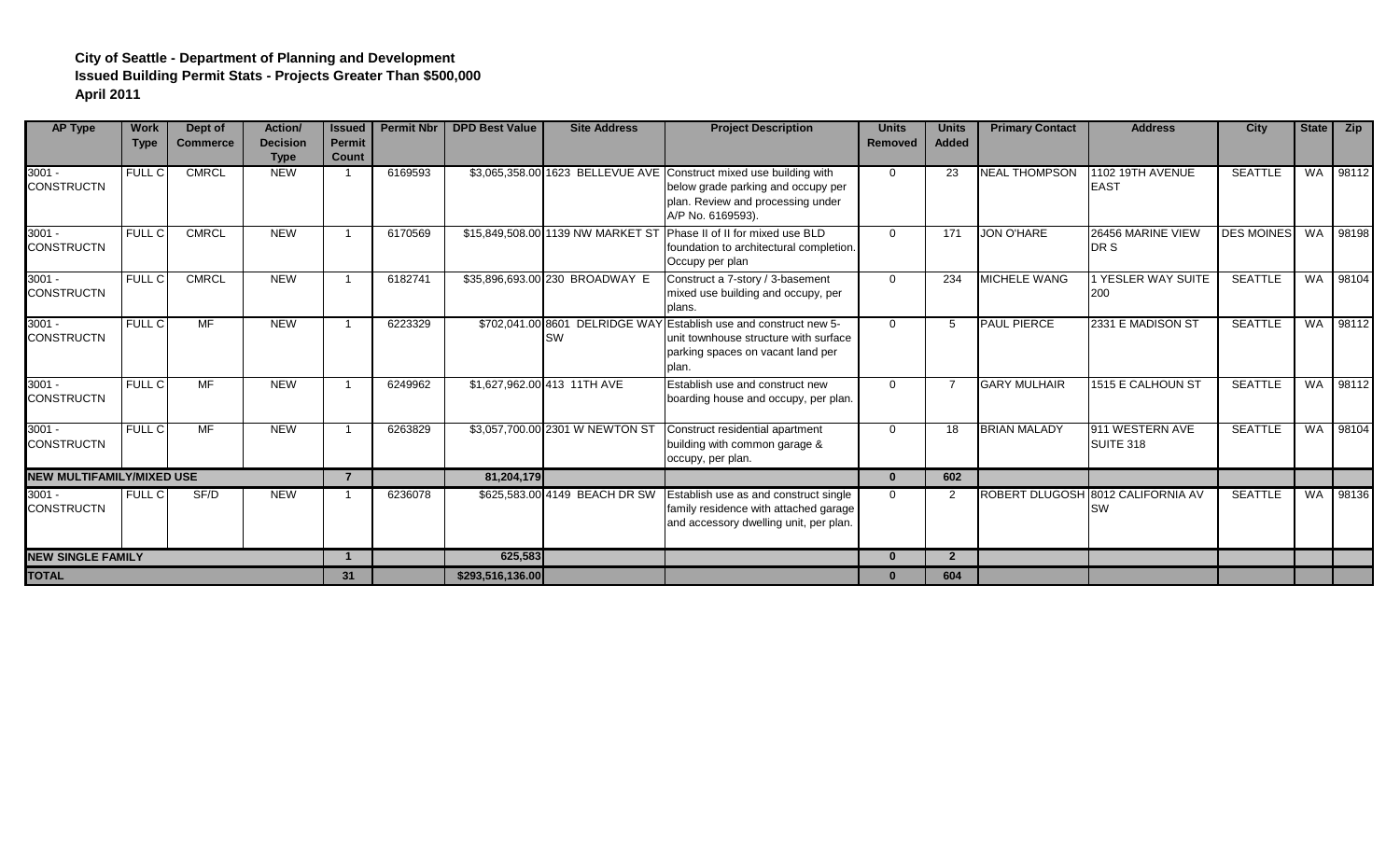**City of Seattle - Department of Planning and Development**
**Issued Building Permit Stats - Projects Greater Than $500,000**
**April 2011**

| AP Type | Work Type | Dept of Commerce | Action/ Decision Type | Issued Permit Count | Permit Nbr | DPD Best Value | Site Address | Project Description | Units Removed | Units Added | Primary Contact | Address | City | State | Zip |
|---|---|---|---|---|---|---|---|---|---|---|---|---|---|---|---|
| 3001 - CONSTRUCTN | FULL C | CMRCL | NEW | 1 | 6169593 | $3,065,358.00 | 1623 BELLEVUE AVE | Construct mixed use building with below grade parking and occupy per plan. Review and processing under A/P No. 6169593). | 0 | 23 | NEAL THOMPSON | 1102 19TH AVENUE EAST | SEATTLE | WA | 98112 |
| 3001 - CONSTRUCTN | FULL C | CMRCL | NEW | 1 | 6170569 | $15,849,508.00 | 1139 NW MARKET ST | Phase II of II for mixed use BLD foundation to architectural completion. Occupy per plan | 0 | 171 | JON O'HARE | 26456 MARINE VIEW DR S | DES MOINES | WA | 98198 |
| 3001 - CONSTRUCTN | FULL C | CMRCL | NEW | 1 | 6182741 | $35,896,693.00 | 230 BROADWAY E | Construct a 7-story / 3-basement mixed use building and occupy, per plans. | 0 | 234 | MICHELE WANG | 1 YESLER WAY SUITE 200 | SEATTLE | WA | 98104 |
| 3001 - CONSTRUCTN | FULL C | MF | NEW | 1 | 6223329 | $702,041.00 | 8601 DELRIDGE WAY SW | Establish use and construct new 5-unit townhouse structure with surface parking spaces on vacant land per plan. | 0 | 5 | PAUL PIERCE | 2331 E MADISON ST | SEATTLE | WA | 98112 |
| 3001 - CONSTRUCTN | FULL C | MF | NEW | 1 | 6249962 | $1,627,962.00 | 413 11TH AVE | Establish use and construct new boarding house and occupy, per plan. | 0 | 7 | GARY MULHAIR | 1515 E CALHOUN ST | SEATTLE | WA | 98112 |
| 3001 - CONSTRUCTN | FULL C | MF | NEW | 1 | 6263829 | $3,057,700.00 | 2301 W NEWTON ST | Construct residential apartment building with common garage & occupy, per plan. | 0 | 18 | BRIAN MALADY | 911 WESTERN AVE SUITE 318 | SEATTLE | WA | 98104 |
| **NEW MULTIFAMILY/MIXED USE** | | | | **7** | | **81,204,179** | | | **0** | **602** | | | | | |
| 3001 - CONSTRUCTN | FULL C | SF/D | NEW | 1 | 6236078 | $625,583.00 | 4149 BEACH DR SW | Establish use as and construct single family residence with attached garage and accessory dwelling unit, per plan. | 0 | 2 | ROBERT DLUGOSH | 8012 CALIFORNIA AV SW | SEATTLE | WA | 98136 |
| **NEW SINGLE FAMILY** | | | | **1** | | **625,583** | | | **0** | **2** | | | | | |
| **TOTAL** | | | | **31** | | **$293,516,136.00** | | | **0** | **604** | | | | | |